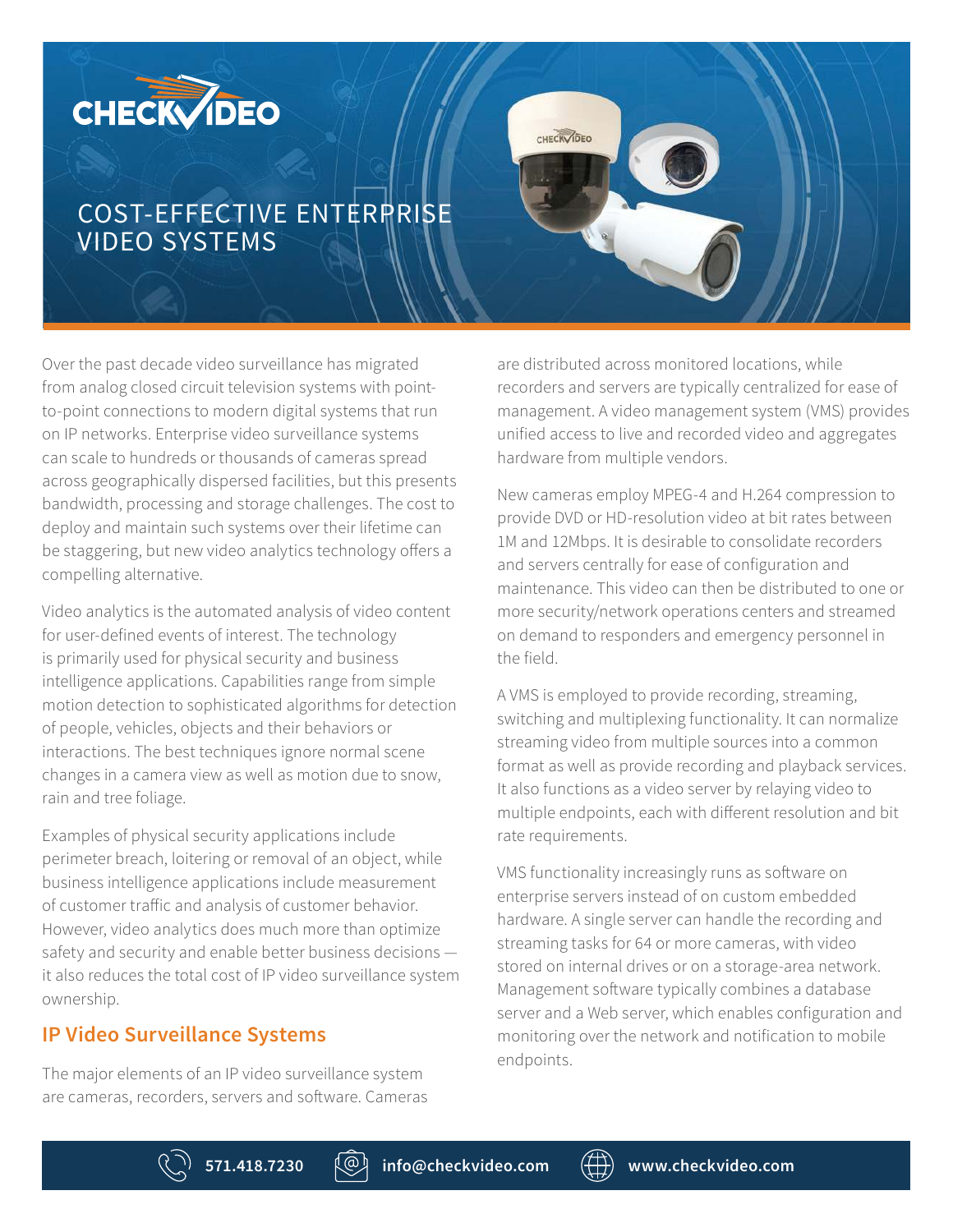# CHECKVIDEO

## COST-EFFECTIVE ENTERPRISE VIDEO SYSTEMS

Over the past decade video surveillance has migrated from analog closed circuit television systems with point-to-point connections to modern digital systems that run on IP networks. Enterprise video surveillance systems can scale to hundreds or thousands of cameras spread across geographically dispersed facilities, but this presents bandwidth, processing and storage challenges. The cost to deploy and maintain such systems over their lifetime can be staggering, but new video analytics technology offers a compelling alternative.

Video analytics is the automated analysis of video content for user-defined events of interest. The technology is primarily used for physical security and business intelligence applications. Capabilities range from simple motion detection to sophisticated algorithms for detection of people, vehicles, objects and their behaviors or interactions. The best techniques ignore normal scene changes in a camera view as well as motion due to snow, rain and tree foliage.

Examples of physical security applications include perimeter breach, loitering or removal of an object, while business intelligence applications include measurement of customer traffic and analysis of customer behavior. However, video analytics does much more than optimize safety and security and enable better business decisions — it also reduces the total cost of IP video surveillance system ownership.

### IP Video Surveillance Systems

The major elements of an IP video surveillance system are cameras, recorders, servers and software. Cameras are distributed across monitored locations, while recorders and servers are typically centralized for ease of management. A video management system (VMS) provides unified access to live and recorded video and aggregates hardware from multiple vendors.

New cameras employ MPEG-4 and H.264 compression to provide DVD or HD-resolution video at bit rates between 1M and 12Mbps. It is desirable to consolidate recorders and servers centrally for ease of configuration and maintenance. This video can then be distributed to one or more security/network operations centers and streamed on demand to responders and emergency personnel in the field.

A VMS is employed to provide recording, streaming, switching and multiplexing functionality. It can normalize streaming video from multiple sources into a common format as well as provide recording and playback services. It also functions as a video server by relaying video to multiple endpoints, each with different resolution and bit rate requirements.

VMS functionality increasingly runs as software on enterprise servers instead of on custom embedded hardware. A single server can handle the recording and streaming tasks for 64 or more cameras, with video stored on internal drives or on a storage-area network. Management software typically combines a database server and a Web server, which enables configuration and monitoring over the network and notification to mobile endpoints.

571.418.7230 | info@checkvideo.com | www.checkvideo.com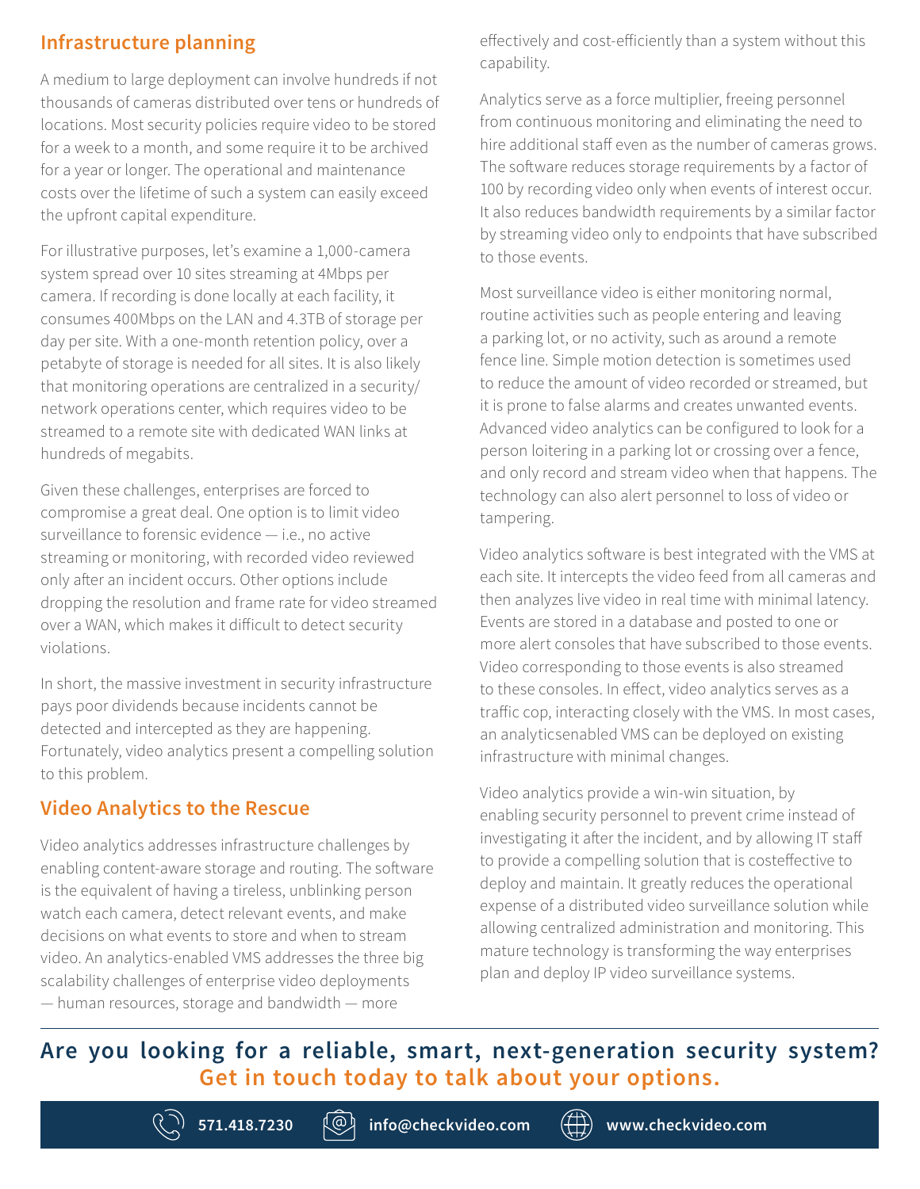## Infrastructure planning

A medium to large deployment can involve hundreds if not thousands of cameras distributed over tens or hundreds of locations. Most security policies require video to be stored for a week to a month, and some require it to be archived for a year or longer. The operational and maintenance costs over the lifetime of such a system can easily exceed the upfront capital expenditure.

For illustrative purposes, let's examine a 1,000-camera system spread over 10 sites streaming at 4Mbps per camera. If recording is done locally at each facility, it consumes 400Mbps on the LAN and 4.3TB of storage per day per site. With a one-month retention policy, over a petabyte of storage is needed for all sites. It is also likely that monitoring operations are centralized in a security/ network operations center, which requires video to be streamed to a remote site with dedicated WAN links at hundreds of megabits.

Given these challenges, enterprises are forced to compromise a great deal. One option is to limit video surveillance to forensic evidence — i.e., no active streaming or monitoring, with recorded video reviewed only after an incident occurs. Other options include dropping the resolution and frame rate for video streamed over a WAN, which makes it difficult to detect security violations.

In short, the massive investment in security infrastructure pays poor dividends because incidents cannot be detected and intercepted as they are happening. Fortunately, video analytics present a compelling solution to this problem.

## Video Analytics to the Rescue

Video analytics addresses infrastructure challenges by enabling content-aware storage and routing. The software is the equivalent of having a tireless, unblinking person watch each camera, detect relevant events, and make decisions on what events to store and when to stream video. An analytics-enabled VMS addresses the three big scalability challenges of enterprise video deployments — human resources, storage and bandwidth — more effectively and cost-efficiently than a system without this capability.

Analytics serve as a force multiplier, freeing personnel from continuous monitoring and eliminating the need to hire additional staff even as the number of cameras grows. The software reduces storage requirements by a factor of 100 by recording video only when events of interest occur. It also reduces bandwidth requirements by a similar factor by streaming video only to endpoints that have subscribed to those events.

Most surveillance video is either monitoring normal, routine activities such as people entering and leaving a parking lot, or no activity, such as around a remote fence line. Simple motion detection is sometimes used to reduce the amount of video recorded or streamed, but it is prone to false alarms and creates unwanted events. Advanced video analytics can be configured to look for a person loitering in a parking lot or crossing over a fence, and only record and stream video when that happens. The technology can also alert personnel to loss of video or tampering.

Video analytics software is best integrated with the VMS at each site. It intercepts the video feed from all cameras and then analyzes live video in real time with minimal latency. Events are stored in a database and posted to one or more alert consoles that have subscribed to those events. Video corresponding to those events is also streamed to these consoles. In effect, video analytics serves as a traffic cop, interacting closely with the VMS. In most cases, an analyticsenabled VMS can be deployed on existing infrastructure with minimal changes.

Video analytics provide a win-win situation, by enabling security personnel to prevent crime instead of investigating it after the incident, and by allowing IT staff to provide a compelling solution that is costeffective to deploy and maintain. It greatly reduces the operational expense of a distributed video surveillance solution while allowing centralized administration and monitoring. This mature technology is transforming the way enterprises plan and deploy IP video surveillance systems.

**Are you looking for a reliable, smart, next-generation security system?**
**Get in touch today to talk about your options.**

**571.418.7230** **info@checkvideo.com** **www.checkvideo.com**